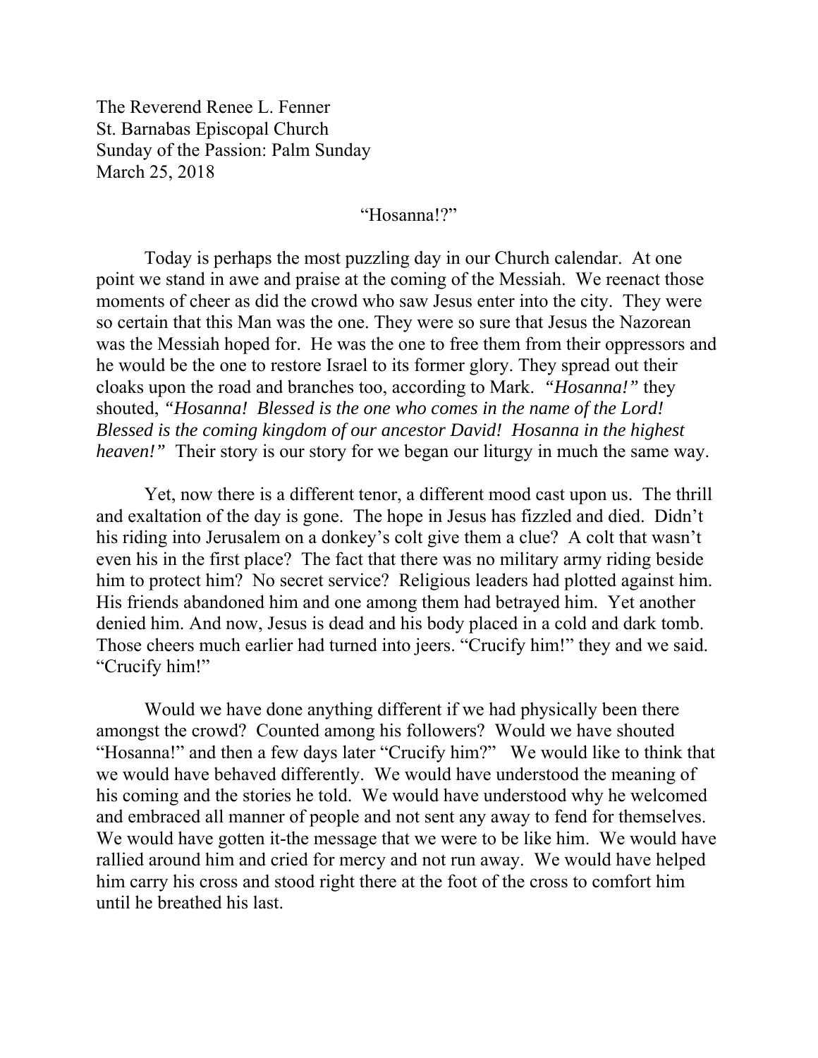The Reverend Renee L. Fenner
St. Barnabas Episcopal Church
Sunday of the Passion: Palm Sunday
March 25, 2018

"Hosanna!?"

Today is perhaps the most puzzling day in our Church calendar. At one point we stand in awe and praise at the coming of the Messiah. We reenact those moments of cheer as did the crowd who saw Jesus enter into the city. They were so certain that this Man was the one. They were so sure that Jesus the Nazorean was the Messiah hoped for. He was the one to free them from their oppressors and he would be the one to restore Israel to its former glory. They spread out their cloaks upon the road and branches too, according to Mark. *"Hosanna!"* they shouted, *"Hosanna! Blessed is the one who comes in the name of the Lord! Blessed is the coming kingdom of our ancestor David! Hosanna in the highest heaven!"* Their story is our story for we began our liturgy in much the same way.

Yet, now there is a different tenor, a different mood cast upon us. The thrill and exaltation of the day is gone. The hope in Jesus has fizzled and died. Didn't his riding into Jerusalem on a donkey's colt give them a clue? A colt that wasn't even his in the first place? The fact that there was no military army riding beside him to protect him? No secret service? Religious leaders had plotted against him. His friends abandoned him and one among them had betrayed him. Yet another denied him. And now, Jesus is dead and his body placed in a cold and dark tomb. Those cheers much earlier had turned into jeers. "Crucify him!" they and we said. "Crucify him!"

Would we have done anything different if we had physically been there amongst the crowd? Counted among his followers? Would we have shouted "Hosanna!" and then a few days later "Crucify him?" We would like to think that we would have behaved differently. We would have understood the meaning of his coming and the stories he told. We would have understood why he welcomed and embraced all manner of people and not sent any away to fend for themselves. We would have gotten it-the message that we were to be like him. We would have rallied around him and cried for mercy and not run away. We would have helped him carry his cross and stood right there at the foot of the cross to comfort him until he breathed his last.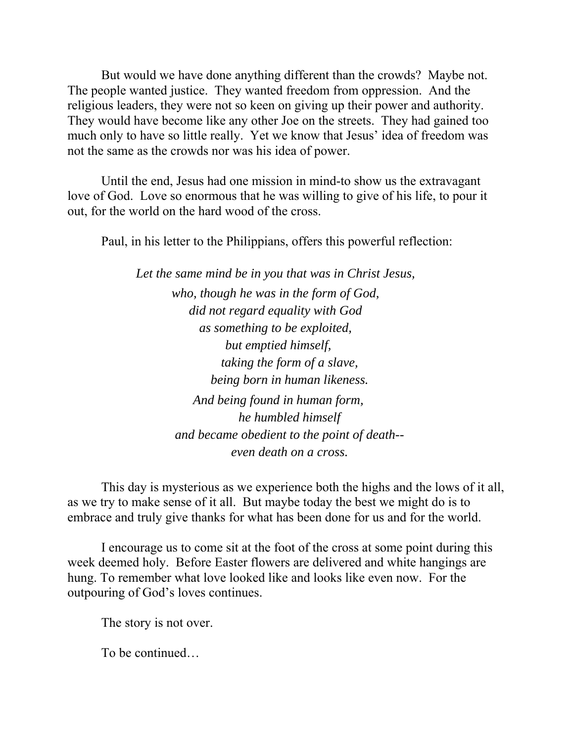But would we have done anything different than the crowds? Maybe not. The people wanted justice. They wanted freedom from oppression. And the religious leaders, they were not so keen on giving up their power and authority. They would have become like any other Joe on the streets. They had gained too much only to have so little really. Yet we know that Jesus' idea of freedom was not the same as the crowds nor was his idea of power.

Until the end, Jesus had one mission in mind-to show us the extravagant love of God. Love so enormous that he was willing to give of his life, to pour it out, for the world on the hard wood of the cross.

Paul, in his letter to the Philippians, offers this powerful reflection:

*Let the same mind be in you that was in Christ Jesus,*  
*who, though he was in the form of God,*  
*did not regard equality with God*  
*as something to be exploited,*  
*but emptied himself,*  
*taking the form of a slave,*  
*being born in human likeness.*  
*And being found in human form,*  
*he humbled himself*  
*and became obedient to the point of death--*  
*even death on a cross.*

This day is mysterious as we experience both the highs and the lows of it all, as we try to make sense of it all. But maybe today the best we might do is to embrace and truly give thanks for what has been done for us and for the world.

I encourage us to come sit at the foot of the cross at some point during this week deemed holy. Before Easter flowers are delivered and white hangings are hung. To remember what love looked like and looks like even now. For the outpouring of God's loves continues.

The story is not over.

To be continued…